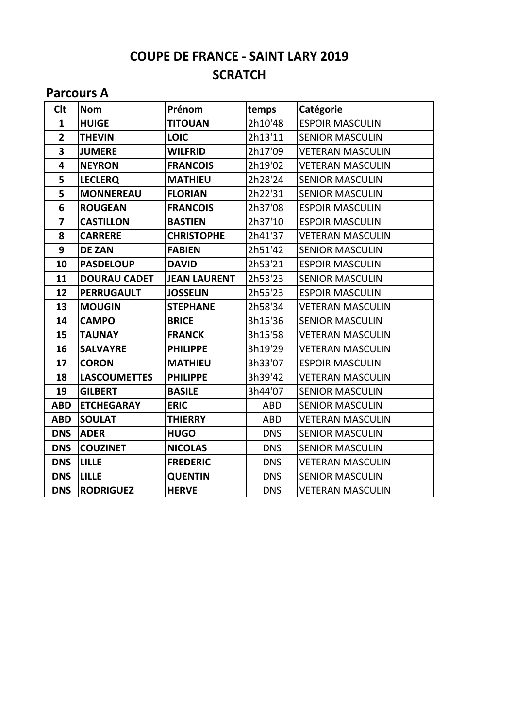# COUPE DE FRANCE - SAINT LARY 2019

## SCRATCH

### Parcours A

| Clt | Nom | Prénom | temps | Catégorie |
|---|---|---|---|---|
| **1** | **HUIGE** | **TITOUAN** | 2h10'48 | ESPOIR MASCULIN |
| **2** | **THEVIN** | **LOIC** | 2h13'11 | SENIOR MASCULIN |
| **3** | **JUMERE** | **WILFRID** | 2h17'09 | VETERAN MASCULIN |
| **4** | **NEYRON** | **FRANCOIS** | 2h19'02 | VETERAN MASCULIN |
| **5** | **LECLERQ** | **MATHIEU** | 2h28'24 | SENIOR MASCULIN |
| **5** | **MONNEREAU** | **FLORIAN** | 2h22'31 | SENIOR MASCULIN |
| **6** | **ROUGEAN** | **FRANCOIS** | 2h37'08 | ESPOIR MASCULIN |
| **7** | **CASTILLON** | **BASTIEN** | 2h37'10 | ESPOIR MASCULIN |
| **8** | **CARRERE** | **CHRISTOPHE** | 2h41'37 | VETERAN MASCULIN |
| **9** | **DE ZAN** | **FABIEN** | 2h51'42 | SENIOR MASCULIN |
| **10** | **PASDELOUP** | **DAVID** | 2h53'21 | ESPOIR MASCULIN |
| **11** | **DOURAU CADET** | **JEAN LAURENT** | 2h53'23 | SENIOR MASCULIN |
| **12** | **PERRUGAULT** | **JOSSELIN** | 2h55'23 | ESPOIR MASCULIN |
| **13** | **MOUGIN** | **STEPHANE** | 2h58'34 | VETERAN MASCULIN |
| **14** | **CAMPO** | **BRICE** | 3h15'36 | SENIOR MASCULIN |
| **15** | **TAUNAY** | **FRANCK** | 3h15'58 | VETERAN MASCULIN |
| **16** | **SALVAYRE** | **PHILIPPE** | 3h19'29 | VETERAN MASCULIN |
| **17** | **CORON** | **MATHIEU** | 3h33'07 | ESPOIR MASCULIN |
| **18** | **LASCOUMETTES** | **PHILIPPE** | 3h39'42 | VETERAN MASCULIN |
| **19** | **GILBERT** | **BASILE** | 3h44'07 | SENIOR MASCULIN |
| **ABD** | **ETCHEGARAY** | **ERIC** | ABD | SENIOR MASCULIN |
| **ABD** | **SOULAT** | **THIERRY** | ABD | VETERAN MASCULIN |
| **DNS** | **ADER** | **HUGO** | DNS | SENIOR MASCULIN |
| **DNS** | **COUZINET** | **NICOLAS** | DNS | SENIOR MASCULIN |
| **DNS** | **LILLE** | **FREDERIC** | DNS | VETERAN MASCULIN |
| **DNS** | **LILLE** | **QUENTIN** | DNS | SENIOR MASCULIN |
| **DNS** | **RODRIGUEZ** | **HERVE** | DNS | VETERAN MASCULIN |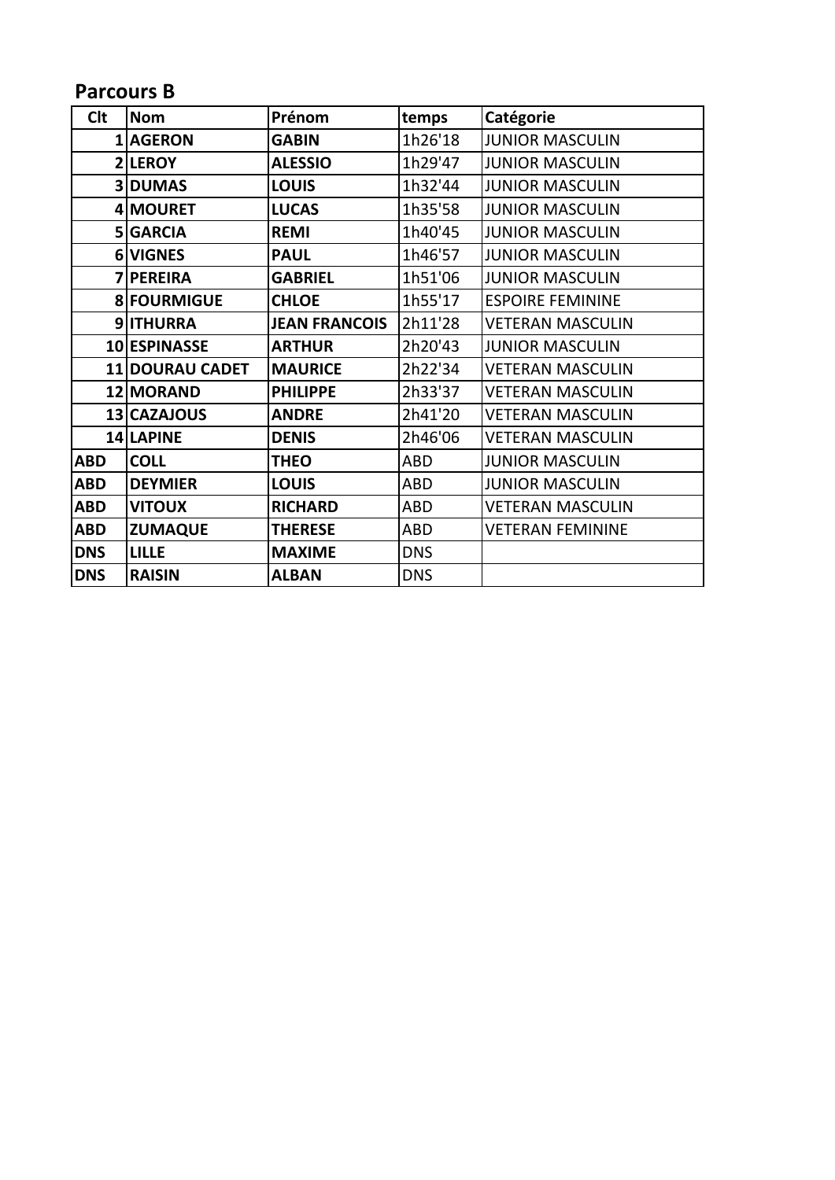## Parcours B

| Clt | Nom | Prénom | temps | Catégorie |
|---|---|---|---|---|
| 1 | **AGERON** | **GABIN** | 1h26'18 | JUNIOR MASCULIN |
| 2 | **LEROY** | **ALESSIO** | 1h29'47 | JUNIOR MASCULIN |
| 3 | **DUMAS** | **LOUIS** | 1h32'44 | JUNIOR MASCULIN |
| 4 | **MOURET** | **LUCAS** | 1h35'58 | JUNIOR MASCULIN |
| 5 | **GARCIA** | **REMI** | 1h40'45 | JUNIOR MASCULIN |
| 6 | **VIGNES** | **PAUL** | 1h46'57 | JUNIOR MASCULIN |
| 7 | **PEREIRA** | **GABRIEL** | 1h51'06 | JUNIOR MASCULIN |
| 8 | **FOURMIGUE** | **CHLOE** | 1h55'17 | ESPOIRE FEMININE |
| 9 | **ITHURRA** | **JEAN FRANCOIS** | 2h11'28 | VETERAN MASCULIN |
| 10 | **ESPINASSE** | **ARTHUR** | 2h20'43 | JUNIOR MASCULIN |
| 11 | **DOURAU CADET** | **MAURICE** | 2h22'34 | VETERAN MASCULIN |
| 12 | **MORAND** | **PHILIPPE** | 2h33'37 | VETERAN MASCULIN |
| 13 | **CAZAJOUS** | **ANDRE** | 2h41'20 | VETERAN MASCULIN |
| 14 | **LAPINE** | **DENIS** | 2h46'06 | VETERAN MASCULIN |
| ABD | **COLL** | **THEO** | ABD | JUNIOR MASCULIN |
| ABD | **DEYMIER** | **LOUIS** | ABD | JUNIOR MASCULIN |
| ABD | **VITOUX** | **RICHARD** | ABD | VETERAN MASCULIN |
| ABD | **ZUMAQUE** | **THERESE** | ABD | VETERAN FEMININE |
| DNS | **LILLE** | **MAXIME** | DNS | |
| DNS | **RAISIN** | **ALBAN** | DNS | |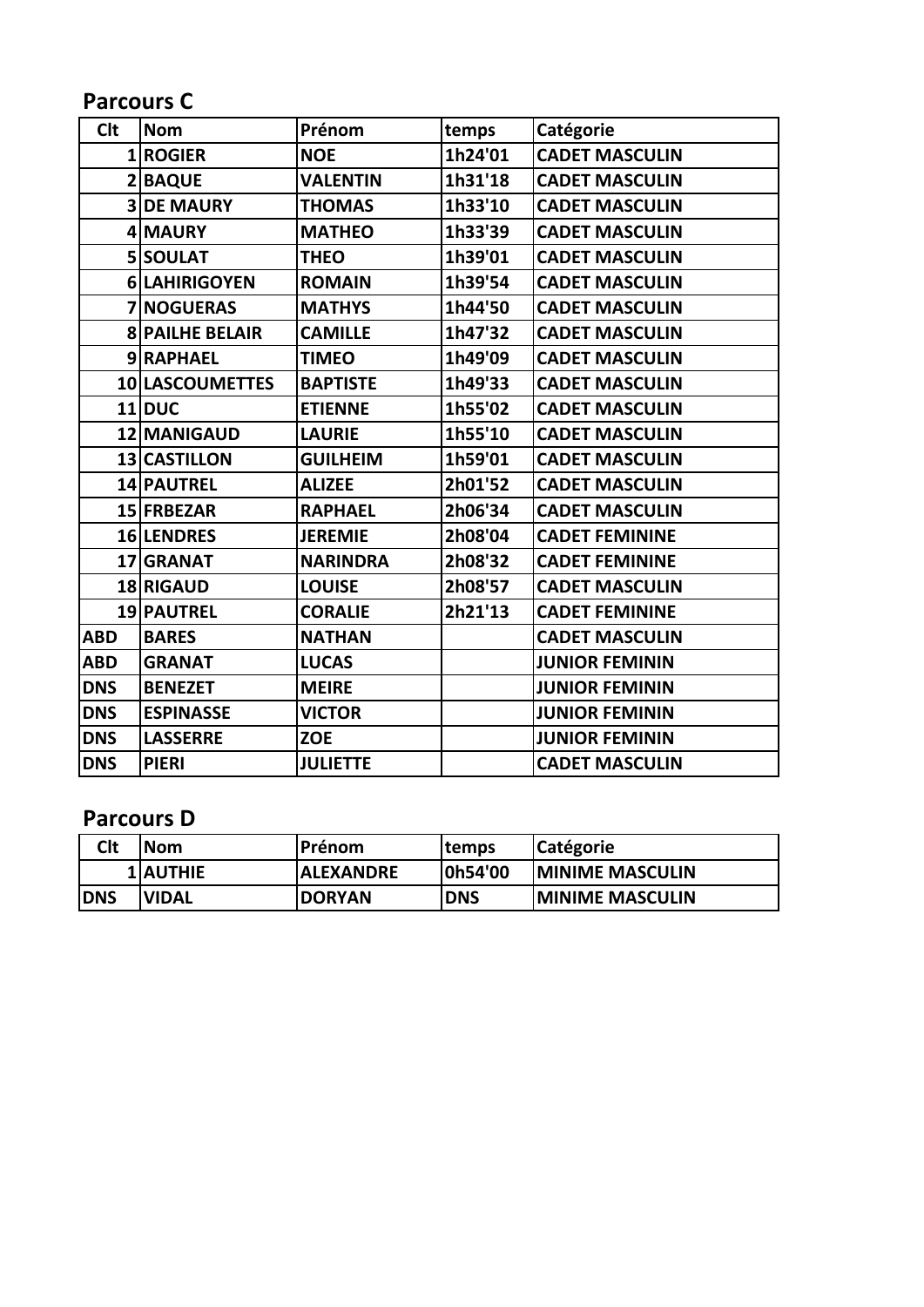## Parcours C

| Clt | Nom | Prénom | temps | Catégorie |
|---|---|---|---|---|
| 1 | ROGIER | NOE | 1h24'01 | CADET MASCULIN |
| 2 | BAQUE | VALENTIN | 1h31'18 | CADET MASCULIN |
| 3 | DE MAURY | THOMAS | 1h33'10 | CADET MASCULIN |
| 4 | MAURY | MATHEO | 1h33'39 | CADET MASCULIN |
| 5 | SOULAT | THEO | 1h39'01 | CADET MASCULIN |
| 6 | LAHIRIGOYEN | ROMAIN | 1h39'54 | CADET MASCULIN |
| 7 | NOGUERAS | MATHYS | 1h44'50 | CADET MASCULIN |
| 8 | PAILHE BELAIR | CAMILLE | 1h47'32 | CADET MASCULIN |
| 9 | RAPHAEL | TIMEO | 1h49'09 | CADET MASCULIN |
| 10 | LASCOUMETTES | BAPTISTE | 1h49'33 | CADET MASCULIN |
| 11 | DUC | ETIENNE | 1h55'02 | CADET MASCULIN |
| 12 | MANIGAUD | LAURIE | 1h55'10 | CADET MASCULIN |
| 13 | CASTILLON | GUILHEIM | 1h59'01 | CADET MASCULIN |
| 14 | PAUTREL | ALIZEE | 2h01'52 | CADET MASCULIN |
| 15 | FRBEZAR | RAPHAEL | 2h06'34 | CADET MASCULIN |
| 16 | LENDRES | JEREMIE | 2h08'04 | CADET FEMININE |
| 17 | GRANAT | NARINDRA | 2h08'32 | CADET FEMININE |
| 18 | RIGAUD | LOUISE | 2h08'57 | CADET MASCULIN |
| 19 | PAUTREL | CORALIE | 2h21'13 | CADET FEMININE |
| ABD | BARES | NATHAN | | CADET MASCULIN |
| ABD | GRANAT | LUCAS | | JUNIOR FEMININ |
| DNS | BENEZET | MEIRE | | JUNIOR FEMININ |
| DNS | ESPINASSE | VICTOR | | JUNIOR FEMININ |
| DNS | LASSERRE | ZOE | | JUNIOR FEMININ |
| DNS | PIERI | JULIETTE | | CADET MASCULIN |

## Parcours D

| Clt | Nom | Prénom | temps | Catégorie |
|---|---|---|---|---|
| 1 | AUTHIE | ALEXANDRE | 0h54'00 | MINIME MASCULIN |
| DNS | VIDAL | DORYAN | DNS | MINIME MASCULIN |